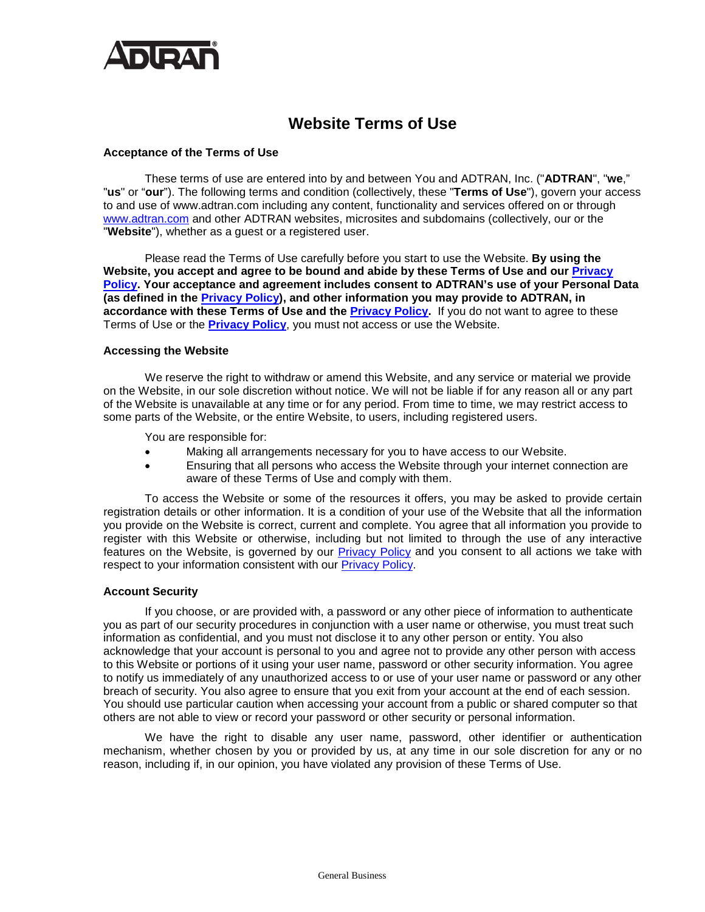# Website Terms of Use

### Acceptance of the Terms of Use

These terms of use are entered into by and between You and ADTRAN, Inc. ("**ADTRAN**", "**we**," "**us**" or "**our**"). The following terms and condition (collectively, these "**Terms of Use**"), govern your access to and use of www.adtran.com including any content, functionality and services offered on or through www.adtran.com and other ADTRAN websites, microsites and subdomains (collectively, our or the "**Website**"), whether as a guest or a registered user.

Please read the Terms of Use carefully before you start to use the Website. **By using the Website, you accept and agree to be bound and abide by these Terms of Use and our Privacy Policy. Your acceptance and agreement includes consent to ADTRAN's use of your Personal Data (as defined in the Privacy Policy), and other information you may provide to ADTRAN, in accordance with these Terms of Use and the Privacy Policy.** If you do not want to agree to these Terms of Use or the **Privacy Policy**, you must not access or use the Website.

### Accessing the Website

We reserve the right to withdraw or amend this Website, and any service or material we provide on the Website, in our sole discretion without notice. We will not be liable if for any reason all or any part of the Website is unavailable at any time or for any period. From time to time, we may restrict access to some parts of the Website, or the entire Website, to users, including registered users.

You are responsible for:

- Making all arrangements necessary for you to have access to our Website.
- Ensuring that all persons who access the Website through your internet connection are aware of these Terms of Use and comply with them.

To access the Website or some of the resources it offers, you may be asked to provide certain registration details or other information. It is a condition of your use of the Website that all the information you provide on the Website is correct, current and complete. You agree that all information you provide to register with this Website or otherwise, including but not limited to through the use of any interactive features on the Website, is governed by our Privacy Policy and you consent to all actions we take with respect to your information consistent with our Privacy Policy.

### Account Security

If you choose, or are provided with, a password or any other piece of information to authenticate you as part of our security procedures in conjunction with a user name or otherwise, you must treat such information as confidential, and you must not disclose it to any other person or entity. You also acknowledge that your account is personal to you and agree not to provide any other person with access to this Website or portions of it using your user name, password or other security information. You agree to notify us immediately of any unauthorized access to or use of your user name or password or any other breach of security. You also agree to ensure that you exit from your account at the end of each session. You should use particular caution when accessing your account from a public or shared computer so that others are not able to view or record your password or other security or personal information.

We have the right to disable any user name, password, other identifier or authentication mechanism, whether chosen by you or provided by us, at any time in our sole discretion for any or no reason, including if, in our opinion, you have violated any provision of these Terms of Use.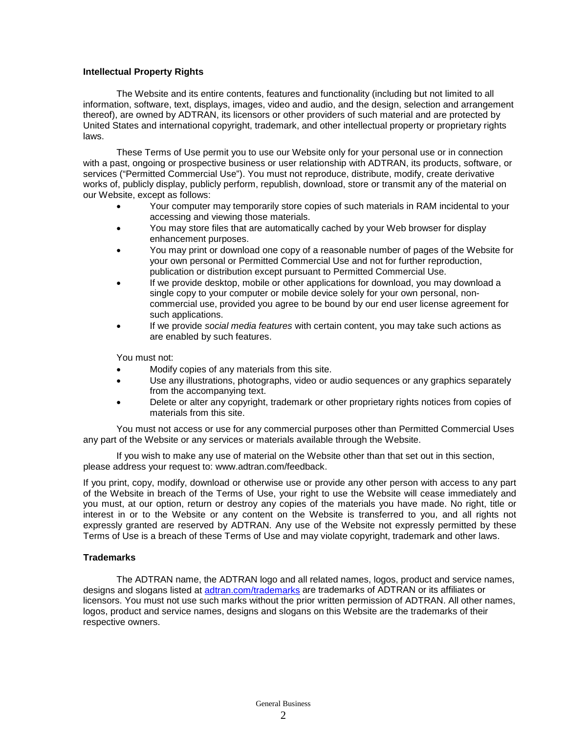**Intellectual Property Rights**

The Website and its entire contents, features and functionality (including but not limited to all information, software, text, displays, images, video and audio, and the design, selection and arrangement thereof), are owned by ADTRAN, its licensors or other providers of such material and are protected by United States and international copyright, trademark, and other intellectual property or proprietary rights laws.

These Terms of Use permit you to use our Website only for your personal use or in connection with a past, ongoing or prospective business or user relationship with ADTRAN, its products, software, or services ("Permitted Commercial Use"). You must not reproduce, distribute, modify, create derivative works of, publicly display, publicly perform, republish, download, store or transmit any of the material on our Website, except as follows:

- Your computer may temporarily store copies of such materials in RAM incidental to your accessing and viewing those materials.
- You may store files that are automatically cached by your Web browser for display enhancement purposes.
- You may print or download one copy of a reasonable number of pages of the Website for your own personal or Permitted Commercial Use and not for further reproduction, publication or distribution except pursuant to Permitted Commercial Use.
- If we provide desktop, mobile or other applications for download, you may download a single copy to your computer or mobile device solely for your own personal, non-commercial use, provided you agree to be bound by our end user license agreement for such applications.
- If we provide *social media features* with certain content, you may take such actions as are enabled by such features.

You must not:

- Modify copies of any materials from this site.
- Use any illustrations, photographs, video or audio sequences or any graphics separately from the accompanying text.
- Delete or alter any copyright, trademark or other proprietary rights notices from copies of materials from this site.

You must not access or use for any commercial purposes other than Permitted Commercial Uses any part of the Website or any services or materials available through the Website.

If you wish to make any use of material on the Website other than that set out in this section, please address your request to: www.adtran.com/feedback.

If you print, copy, modify, download or otherwise use or provide any other person with access to any part of the Website in breach of the Terms of Use, your right to use the Website will cease immediately and you must, at our option, return or destroy any copies of the materials you have made. No right, title or interest in or to the Website or any content on the Website is transferred to you, and all rights not expressly granted are reserved by ADTRAN. Any use of the Website not expressly permitted by these Terms of Use is a breach of these Terms of Use and may violate copyright, trademark and other laws.

**Trademarks**

The ADTRAN name, the ADTRAN logo and all related names, logos, product and service names, designs and slogans listed at [adtran.com/trademarks](adtran.com/trademarks) are trademarks of ADTRAN or its affiliates or licensors. You must not use such marks without the prior written permission of ADTRAN. All other names, logos, product and service names, designs and slogans on this Website are the trademarks of their respective owners.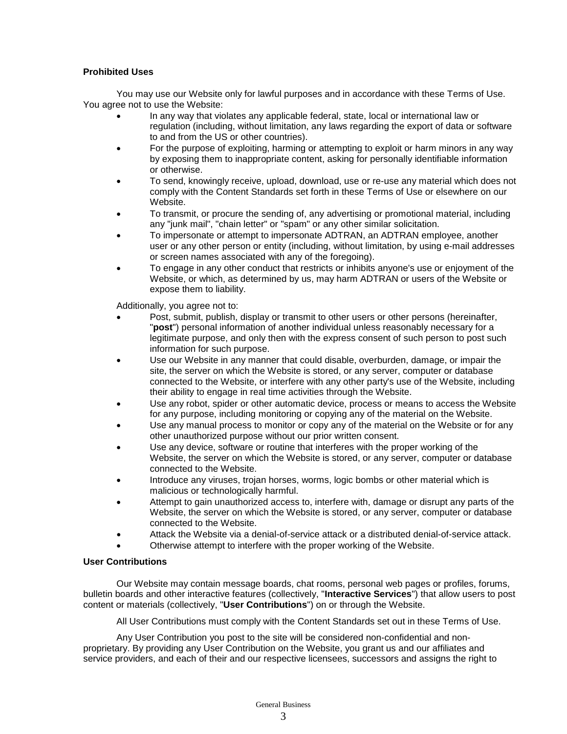**Prohibited Uses**

You may use our Website only for lawful purposes and in accordance with these Terms of Use. You agree not to use the Website:

- In any way that violates any applicable federal, state, local or international law or regulation (including, without limitation, any laws regarding the export of data or software to and from the US or other countries).
- For the purpose of exploiting, harming or attempting to exploit or harm minors in any way by exposing them to inappropriate content, asking for personally identifiable information or otherwise.
- To send, knowingly receive, upload, download, use or re-use any material which does not comply with the Content Standards set forth in these Terms of Use or elsewhere on our Website.
- To transmit, or procure the sending of, any advertising or promotional material, including any "junk mail", "chain letter" or "spam" or any other similar solicitation.
- To impersonate or attempt to impersonate ADTRAN, an ADTRAN employee, another user or any other person or entity (including, without limitation, by using e-mail addresses or screen names associated with any of the foregoing).
- To engage in any other conduct that restricts or inhibits anyone's use or enjoyment of the Website, or which, as determined by us, may harm ADTRAN or users of the Website or expose them to liability.

Additionally, you agree not to:

- Post, submit, publish, display or transmit to other users or other persons (hereinafter, "**post**") personal information of another individual unless reasonably necessary for a legitimate purpose, and only then with the express consent of such person to post such information for such purpose.
- Use our Website in any manner that could disable, overburden, damage, or impair the site, the server on which the Website is stored, or any server, computer or database connected to the Website, or interfere with any other party's use of the Website, including their ability to engage in real time activities through the Website.
- Use any robot, spider or other automatic device, process or means to access the Website for any purpose, including monitoring or copying any of the material on the Website.
- Use any manual process to monitor or copy any of the material on the Website or for any other unauthorized purpose without our prior written consent.
- Use any device, software or routine that interferes with the proper working of the Website, the server on which the Website is stored, or any server, computer or database connected to the Website.
- Introduce any viruses, trojan horses, worms, logic bombs or other material which is malicious or technologically harmful.
- Attempt to gain unauthorized access to, interfere with, damage or disrupt any parts of the Website, the server on which the Website is stored, or any server, computer or database connected to the Website.
- Attack the Website via a denial-of-service attack or a distributed denial-of-service attack.
- Otherwise attempt to interfere with the proper working of the Website.

**User Contributions**

Our Website may contain message boards, chat rooms, personal web pages or profiles, forums, bulletin boards and other interactive features (collectively, "**Interactive Services**") that allow users to post content or materials (collectively, "**User Contributions**") on or through the Website.

All User Contributions must comply with the Content Standards set out in these Terms of Use.

Any User Contribution you post to the site will be considered non-confidential and non-proprietary. By providing any User Contribution on the Website, you grant us and our affiliates and service providers, and each of their and our respective licensees, successors and assigns the right to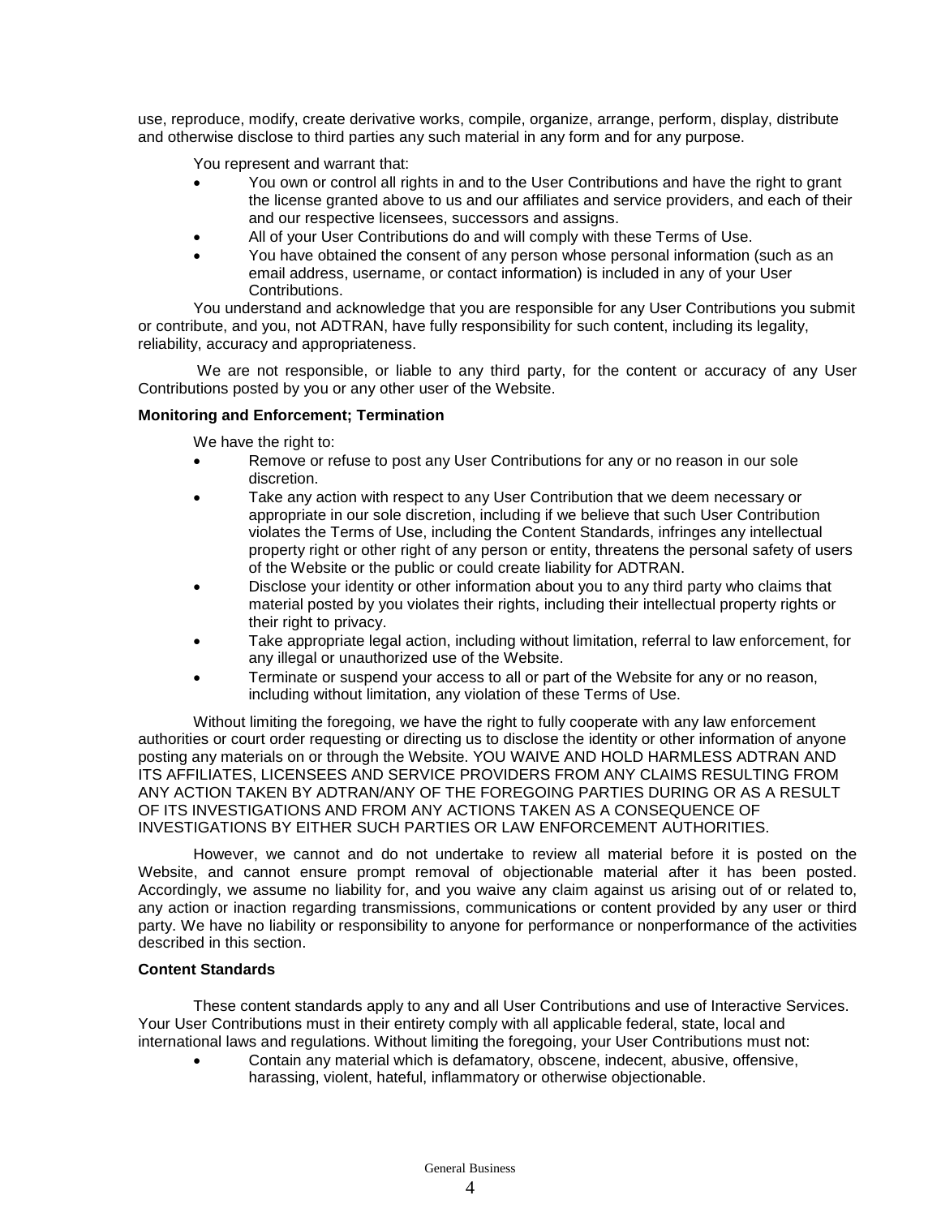use, reproduce, modify, create derivative works, compile, organize, arrange, perform, display, distribute and otherwise disclose to third parties any such material in any form and for any purpose.

You represent and warrant that:

- You own or control all rights in and to the User Contributions and have the right to grant the license granted above to us and our affiliates and service providers, and each of their and our respective licensees, successors and assigns.
- All of your User Contributions do and will comply with these Terms of Use.
- You have obtained the consent of any person whose personal information (such as an email address, username, or contact information) is included in any of your User Contributions.

You understand and acknowledge that you are responsible for any User Contributions you submit or contribute, and you, not ADTRAN, have fully responsibility for such content, including its legality, reliability, accuracy and appropriateness.

We are not responsible, or liable to any third party, for the content or accuracy of any User Contributions posted by you or any other user of the Website.

**Monitoring and Enforcement; Termination**

We have the right to:

- Remove or refuse to post any User Contributions for any or no reason in our sole discretion.
- Take any action with respect to any User Contribution that we deem necessary or appropriate in our sole discretion, including if we believe that such User Contribution violates the Terms of Use, including the Content Standards, infringes any intellectual property right or other right of any person or entity, threatens the personal safety of users of the Website or the public or could create liability for ADTRAN.
- Disclose your identity or other information about you to any third party who claims that material posted by you violates their rights, including their intellectual property rights or their right to privacy.
- Take appropriate legal action, including without limitation, referral to law enforcement, for any illegal or unauthorized use of the Website.
- Terminate or suspend your access to all or part of the Website for any or no reason, including without limitation, any violation of these Terms of Use.

Without limiting the foregoing, we have the right to fully cooperate with any law enforcement authorities or court order requesting or directing us to disclose the identity or other information of anyone posting any materials on or through the Website. YOU WAIVE AND HOLD HARMLESS ADTRAN AND ITS AFFILIATES, LICENSEES AND SERVICE PROVIDERS FROM ANY CLAIMS RESULTING FROM ANY ACTION TAKEN BY ADTRAN/ANY OF THE FOREGOING PARTIES DURING OR AS A RESULT OF ITS INVESTIGATIONS AND FROM ANY ACTIONS TAKEN AS A CONSEQUENCE OF INVESTIGATIONS BY EITHER SUCH PARTIES OR LAW ENFORCEMENT AUTHORITIES.

However, we cannot and do not undertake to review all material before it is posted on the Website, and cannot ensure prompt removal of objectionable material after it has been posted. Accordingly, we assume no liability for, and you waive any claim against us arising out of or related to, any action or inaction regarding transmissions, communications or content provided by any user or third party. We have no liability or responsibility to anyone for performance or nonperformance of the activities described in this section.

**Content Standards**

These content standards apply to any and all User Contributions and use of Interactive Services. Your User Contributions must in their entirety comply with all applicable federal, state, local and international laws and regulations. Without limiting the foregoing, your User Contributions must not:

- Contain any material which is defamatory, obscene, indecent, abusive, offensive, harassing, violent, hateful, inflammatory or otherwise objectionable.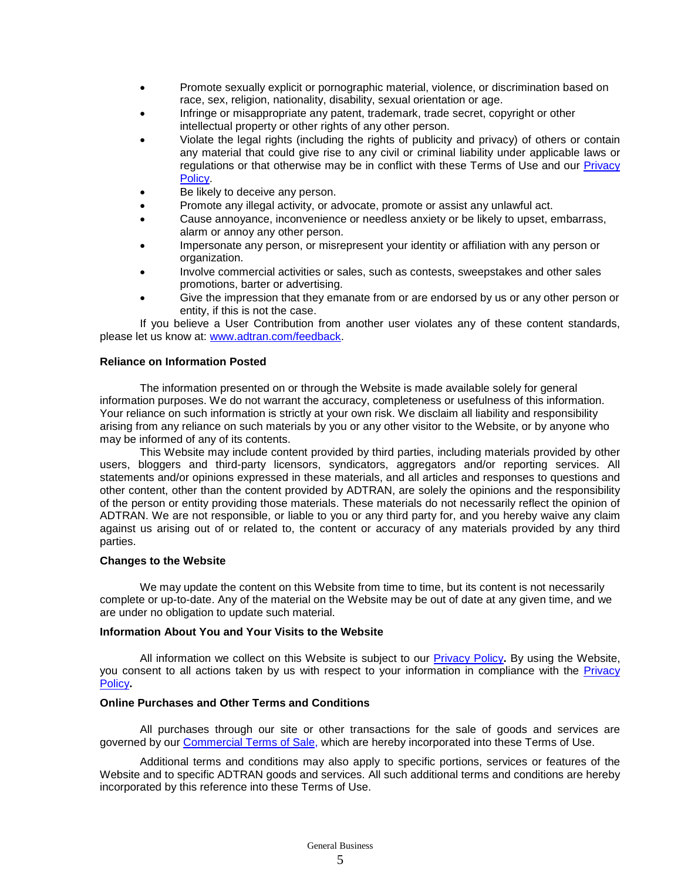- Promote sexually explicit or pornographic material, violence, or discrimination based on race, sex, religion, nationality, disability, sexual orientation or age.
- Infringe or misappropriate any patent, trademark, trade secret, copyright or other intellectual property or other rights of any other person.
- Violate the legal rights (including the rights of publicity and privacy) of others or contain any material that could give rise to any civil or criminal liability under applicable laws or regulations or that otherwise may be in conflict with these Terms of Use and our Privacy Policy.
- Be likely to deceive any person.
- Promote any illegal activity, or advocate, promote or assist any unlawful act.
- Cause annoyance, inconvenience or needless anxiety or be likely to upset, embarrass, alarm or annoy any other person.
- Impersonate any person, or misrepresent your identity or affiliation with any person or organization.
- Involve commercial activities or sales, such as contests, sweepstakes and other sales promotions, barter or advertising.
- Give the impression that they emanate from or are endorsed by us or any other person or entity, if this is not the case.

If you believe a User Contribution from another user violates any of these content standards, please let us know at: www.adtran.com/feedback.

**Reliance on Information Posted**

The information presented on or through the Website is made available solely for general information purposes. We do not warrant the accuracy, completeness or usefulness of this information. Your reliance on such information is strictly at your own risk. We disclaim all liability and responsibility arising from any reliance on such materials by you or any other visitor to the Website, or by anyone who may be informed of any of its contents.

This Website may include content provided by third parties, including materials provided by other users, bloggers and third-party licensors, syndicators, aggregators and/or reporting services. All statements and/or opinions expressed in these materials, and all articles and responses to questions and other content, other than the content provided by ADTRAN, are solely the opinions and the responsibility of the person or entity providing those materials. These materials do not necessarily reflect the opinion of ADTRAN. We are not responsible, or liable to you or any third party for, and you hereby waive any claim against us arising out of or related to, the content or accuracy of any materials provided by any third parties.

**Changes to the Website**

We may update the content on this Website from time to time, but its content is not necessarily complete or up-to-date. Any of the material on the Website may be out of date at any given time, and we are under no obligation to update such material.

**Information About You and Your Visits to the Website**

All information we collect on this Website is subject to our Privacy Policy**.** By using the Website, you consent to all actions taken by us with respect to your information in compliance with the Privacy Policy**.**

**Online Purchases and Other Terms and Conditions**

All purchases through our site or other transactions for the sale of goods and services are governed by our Commercial Terms of Sale, which are hereby incorporated into these Terms of Use.

Additional terms and conditions may also apply to specific portions, services or features of the Website and to specific ADTRAN goods and services. All such additional terms and conditions are hereby incorporated by this reference into these Terms of Use.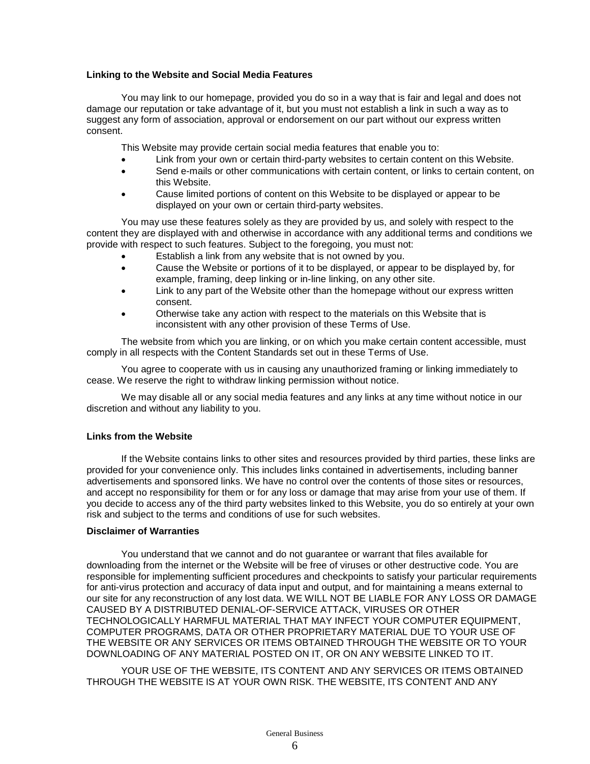**Linking to the Website and Social Media Features**

You may link to our homepage, provided you do so in a way that is fair and legal and does not damage our reputation or take advantage of it, but you must not establish a link in such a way as to suggest any form of association, approval or endorsement on our part without our express written consent.

This Website may provide certain social media features that enable you to:

- Link from your own or certain third-party websites to certain content on this Website.
- Send e-mails or other communications with certain content, or links to certain content, on this Website.
- Cause limited portions of content on this Website to be displayed or appear to be displayed on your own or certain third-party websites.

You may use these features solely as they are provided by us, and solely with respect to the content they are displayed with and otherwise in accordance with any additional terms and conditions we provide with respect to such features. Subject to the foregoing, you must not:

- Establish a link from any website that is not owned by you.
- Cause the Website or portions of it to be displayed, or appear to be displayed by, for example, framing, deep linking or in-line linking, on any other site.
- Link to any part of the Website other than the homepage without our express written consent.
- Otherwise take any action with respect to the materials on this Website that is inconsistent with any other provision of these Terms of Use.

The website from which you are linking, or on which you make certain content accessible, must comply in all respects with the Content Standards set out in these Terms of Use.

You agree to cooperate with us in causing any unauthorized framing or linking immediately to cease. We reserve the right to withdraw linking permission without notice.

We may disable all or any social media features and any links at any time without notice in our discretion and without any liability to you.

**Links from the Website**

If the Website contains links to other sites and resources provided by third parties, these links are provided for your convenience only. This includes links contained in advertisements, including banner advertisements and sponsored links. We have no control over the contents of those sites or resources, and accept no responsibility for them or for any loss or damage that may arise from your use of them. If you decide to access any of the third party websites linked to this Website, you do so entirely at your own risk and subject to the terms and conditions of use for such websites.

**Disclaimer of Warranties**

You understand that we cannot and do not guarantee or warrant that files available for downloading from the internet or the Website will be free of viruses or other destructive code. You are responsible for implementing sufficient procedures and checkpoints to satisfy your particular requirements for anti-virus protection and accuracy of data input and output, and for maintaining a means external to our site for any reconstruction of any lost data. WE WILL NOT BE LIABLE FOR ANY LOSS OR DAMAGE CAUSED BY A DISTRIBUTED DENIAL-OF-SERVICE ATTACK, VIRUSES OR OTHER TECHNOLOGICALLY HARMFUL MATERIAL THAT MAY INFECT YOUR COMPUTER EQUIPMENT, COMPUTER PROGRAMS, DATA OR OTHER PROPRIETARY MATERIAL DUE TO YOUR USE OF THE WEBSITE OR ANY SERVICES OR ITEMS OBTAINED THROUGH THE WEBSITE OR TO YOUR DOWNLOADING OF ANY MATERIAL POSTED ON IT, OR ON ANY WEBSITE LINKED TO IT.

YOUR USE OF THE WEBSITE, ITS CONTENT AND ANY SERVICES OR ITEMS OBTAINED THROUGH THE WEBSITE IS AT YOUR OWN RISK. THE WEBSITE, ITS CONTENT AND ANY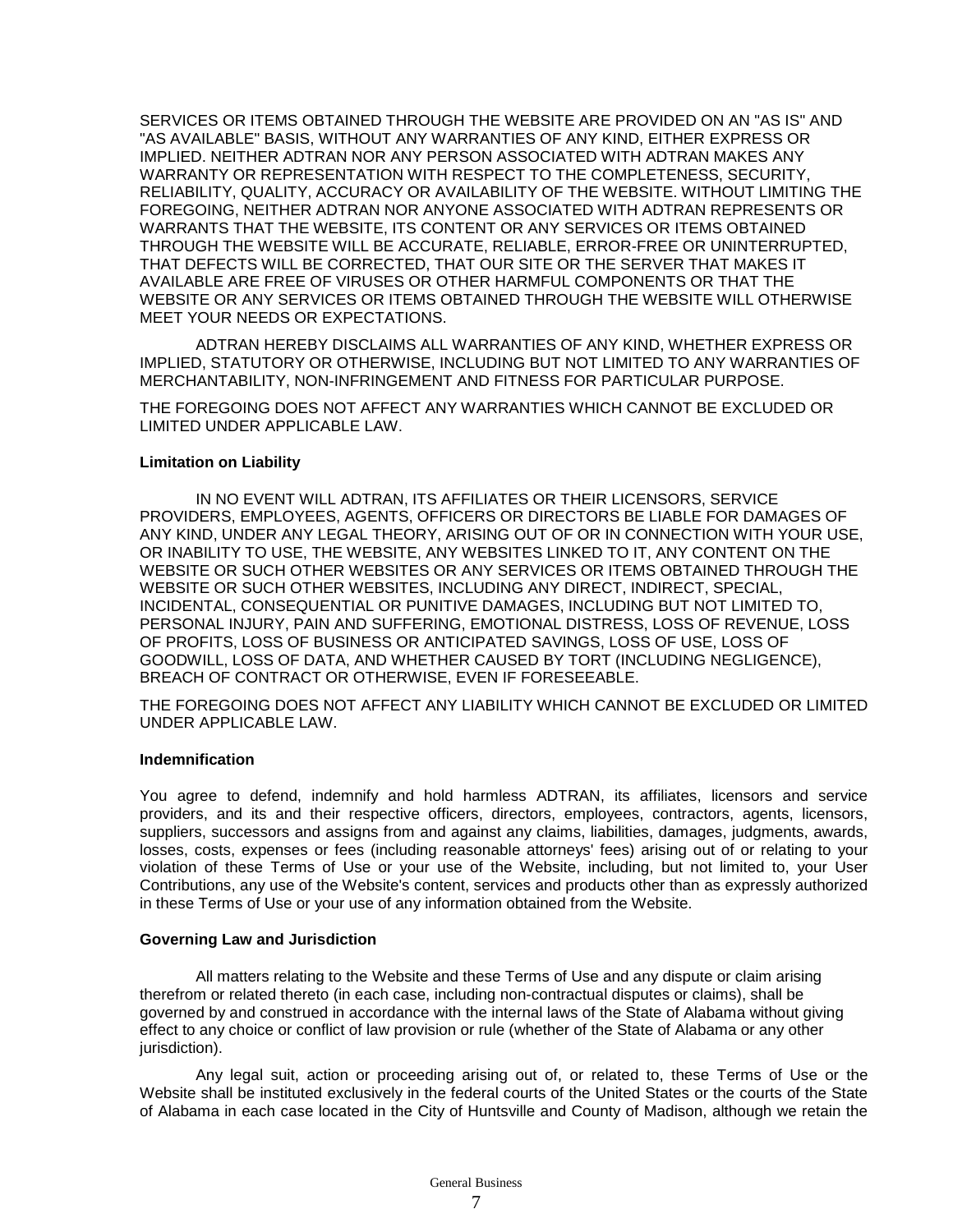SERVICES OR ITEMS OBTAINED THROUGH THE WEBSITE ARE PROVIDED ON AN "AS IS" AND "AS AVAILABLE" BASIS, WITHOUT ANY WARRANTIES OF ANY KIND, EITHER EXPRESS OR IMPLIED. NEITHER ADTRAN NOR ANY PERSON ASSOCIATED WITH ADTRAN MAKES ANY WARRANTY OR REPRESENTATION WITH RESPECT TO THE COMPLETENESS, SECURITY, RELIABILITY, QUALITY, ACCURACY OR AVAILABILITY OF THE WEBSITE. WITHOUT LIMITING THE FOREGOING, NEITHER ADTRAN NOR ANYONE ASSOCIATED WITH ADTRAN REPRESENTS OR WARRANTS THAT THE WEBSITE, ITS CONTENT OR ANY SERVICES OR ITEMS OBTAINED THROUGH THE WEBSITE WILL BE ACCURATE, RELIABLE, ERROR-FREE OR UNINTERRUPTED, THAT DEFECTS WILL BE CORRECTED, THAT OUR SITE OR THE SERVER THAT MAKES IT AVAILABLE ARE FREE OF VIRUSES OR OTHER HARMFUL COMPONENTS OR THAT THE WEBSITE OR ANY SERVICES OR ITEMS OBTAINED THROUGH THE WEBSITE WILL OTHERWISE MEET YOUR NEEDS OR EXPECTATIONS.

ADTRAN HEREBY DISCLAIMS ALL WARRANTIES OF ANY KIND, WHETHER EXPRESS OR IMPLIED, STATUTORY OR OTHERWISE, INCLUDING BUT NOT LIMITED TO ANY WARRANTIES OF MERCHANTABILITY, NON-INFRINGEMENT AND FITNESS FOR PARTICULAR PURPOSE.

THE FOREGOING DOES NOT AFFECT ANY WARRANTIES WHICH CANNOT BE EXCLUDED OR LIMITED UNDER APPLICABLE LAW.

**Limitation on Liability**

IN NO EVENT WILL ADTRAN, ITS AFFILIATES OR THEIR LICENSORS, SERVICE PROVIDERS, EMPLOYEES, AGENTS, OFFICERS OR DIRECTORS BE LIABLE FOR DAMAGES OF ANY KIND, UNDER ANY LEGAL THEORY, ARISING OUT OF OR IN CONNECTION WITH YOUR USE, OR INABILITY TO USE, THE WEBSITE, ANY WEBSITES LINKED TO IT, ANY CONTENT ON THE WEBSITE OR SUCH OTHER WEBSITES OR ANY SERVICES OR ITEMS OBTAINED THROUGH THE WEBSITE OR SUCH OTHER WEBSITES, INCLUDING ANY DIRECT, INDIRECT, SPECIAL, INCIDENTAL, CONSEQUENTIAL OR PUNITIVE DAMAGES, INCLUDING BUT NOT LIMITED TO, PERSONAL INJURY, PAIN AND SUFFERING, EMOTIONAL DISTRESS, LOSS OF REVENUE, LOSS OF PROFITS, LOSS OF BUSINESS OR ANTICIPATED SAVINGS, LOSS OF USE, LOSS OF GOODWILL, LOSS OF DATA, AND WHETHER CAUSED BY TORT (INCLUDING NEGLIGENCE), BREACH OF CONTRACT OR OTHERWISE, EVEN IF FORESEEABLE.

THE FOREGOING DOES NOT AFFECT ANY LIABILITY WHICH CANNOT BE EXCLUDED OR LIMITED UNDER APPLICABLE LAW.

**Indemnification**

You agree to defend, indemnify and hold harmless ADTRAN, its affiliates, licensors and service providers, and its and their respective officers, directors, employees, contractors, agents, licensors, suppliers, successors and assigns from and against any claims, liabilities, damages, judgments, awards, losses, costs, expenses or fees (including reasonable attorneys' fees) arising out of or relating to your violation of these Terms of Use or your use of the Website, including, but not limited to, your User Contributions, any use of the Website's content, services and products other than as expressly authorized in these Terms of Use or your use of any information obtained from the Website.

**Governing Law and Jurisdiction**

All matters relating to the Website and these Terms of Use and any dispute or claim arising therefrom or related thereto (in each case, including non-contractual disputes or claims), shall be governed by and construed in accordance with the internal laws of the State of Alabama without giving effect to any choice or conflict of law provision or rule (whether of the State of Alabama or any other jurisdiction).

Any legal suit, action or proceeding arising out of, or related to, these Terms of Use or the Website shall be instituted exclusively in the federal courts of the United States or the courts of the State of Alabama in each case located in the City of Huntsville and County of Madison, although we retain the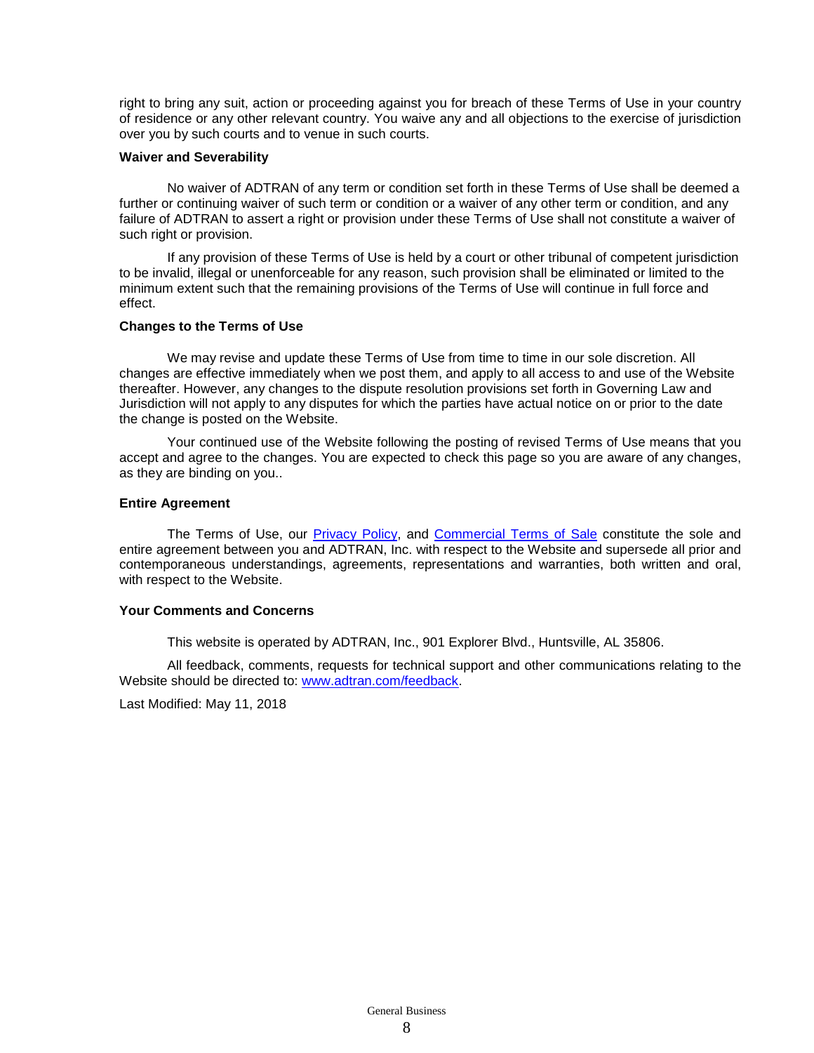right to bring any suit, action or proceeding against you for breach of these Terms of Use in your country of residence or any other relevant country. You waive any and all objections to the exercise of jurisdiction over you by such courts and to venue in such courts.

**Waiver and Severability**

No waiver of ADTRAN of any term or condition set forth in these Terms of Use shall be deemed a further or continuing waiver of such term or condition or a waiver of any other term or condition, and any failure of ADTRAN to assert a right or provision under these Terms of Use shall not constitute a waiver of such right or provision.

If any provision of these Terms of Use is held by a court or other tribunal of competent jurisdiction to be invalid, illegal or unenforceable for any reason, such provision shall be eliminated or limited to the minimum extent such that the remaining provisions of the Terms of Use will continue in full force and effect.

**Changes to the Terms of Use**

We may revise and update these Terms of Use from time to time in our sole discretion. All changes are effective immediately when we post them, and apply to all access to and use of the Website thereafter. However, any changes to the dispute resolution provisions set forth in Governing Law and Jurisdiction will not apply to any disputes for which the parties have actual notice on or prior to the date the change is posted on the Website.

Your continued use of the Website following the posting of revised Terms of Use means that you accept and agree to the changes. You are expected to check this page so you are aware of any changes, as they are binding on you..

**Entire Agreement**

The Terms of Use, our Privacy Policy, and Commercial Terms of Sale constitute the sole and entire agreement between you and ADTRAN, Inc. with respect to the Website and supersede all prior and contemporaneous understandings, agreements, representations and warranties, both written and oral, with respect to the Website.

**Your Comments and Concerns**

This website is operated by ADTRAN, Inc., 901 Explorer Blvd., Huntsville, AL 35806.

All feedback, comments, requests for technical support and other communications relating to the Website should be directed to: www.adtran.com/feedback.

Last Modified: May 11, 2018

General Business